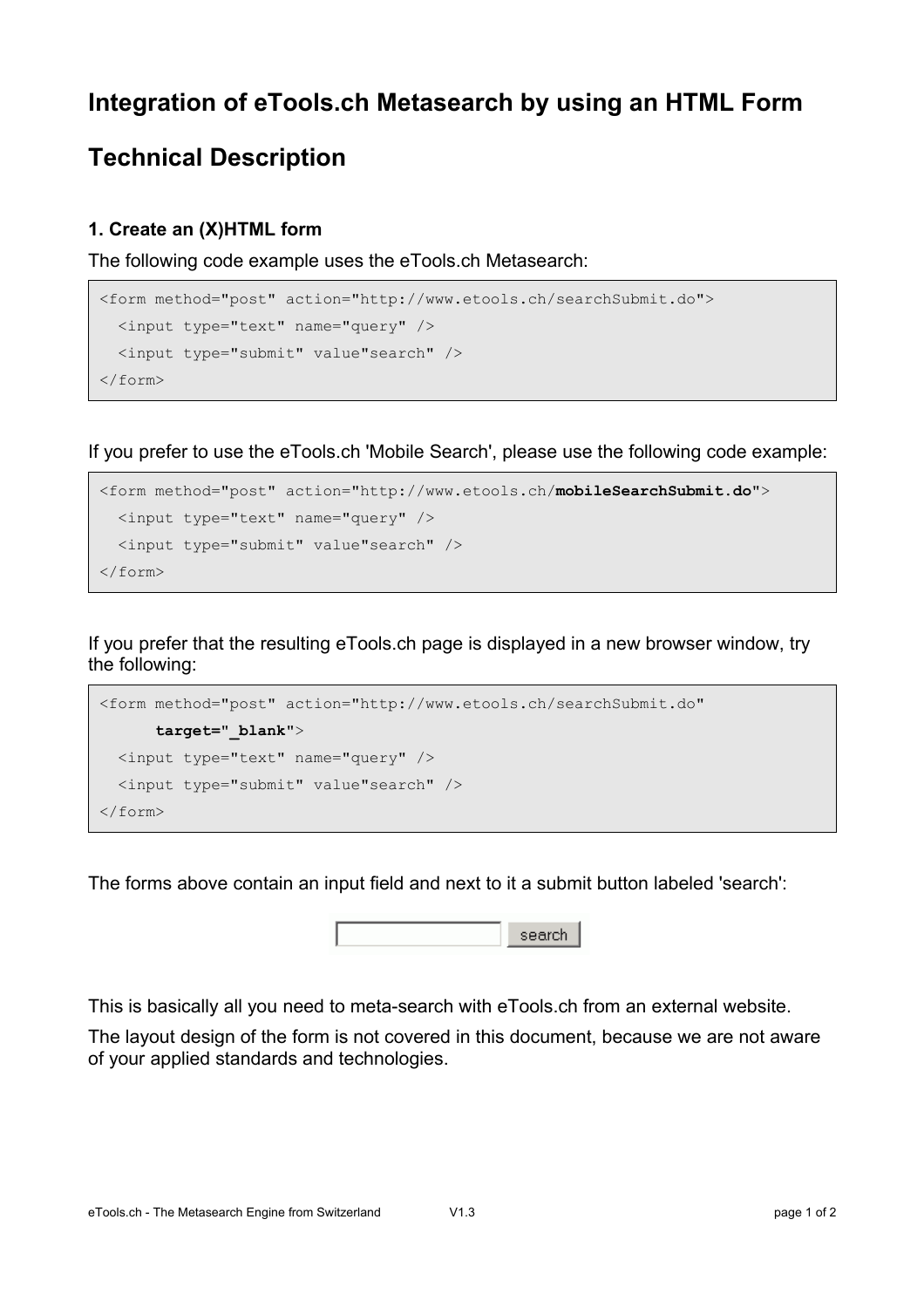# Integration of eTools.ch Metasearch by using an HTML Form

# Technical Description

### 1. Create an (X)HTML form

The following code example uses the eTools.ch Metasearch:

```
<form method="post" action="http://www.etools.ch/searchSubmit.do">
  <input type="text" name="query" />
  <input type="submit" value"search" />
</form>
```

If you prefer to use the eTools.ch 'Mobile Search', please use the following code example:

```
<form method="post" action="http://www.etools.ch/mobileSearchSubmit.do">
  <input type="text" name="query" />
  <input type="submit" value"search" />
</form>
```

If you prefer that the resulting eTools.ch page is displayed in a new browser window, try the following:

```
<form method="post" action="http://www.etools.ch/searchSubmit.do"
      target="_blank">
  <input type="text" name="query" />
  <input type="submit" value"search" />
</form>
```

The forms above contain an input field and next to it a submit button labeled 'search':

This is basically all you need to meta-search with eTools.ch from an external website.

The layout design of the form is not covered in this document, because we are not aware of your applied standards and technologies.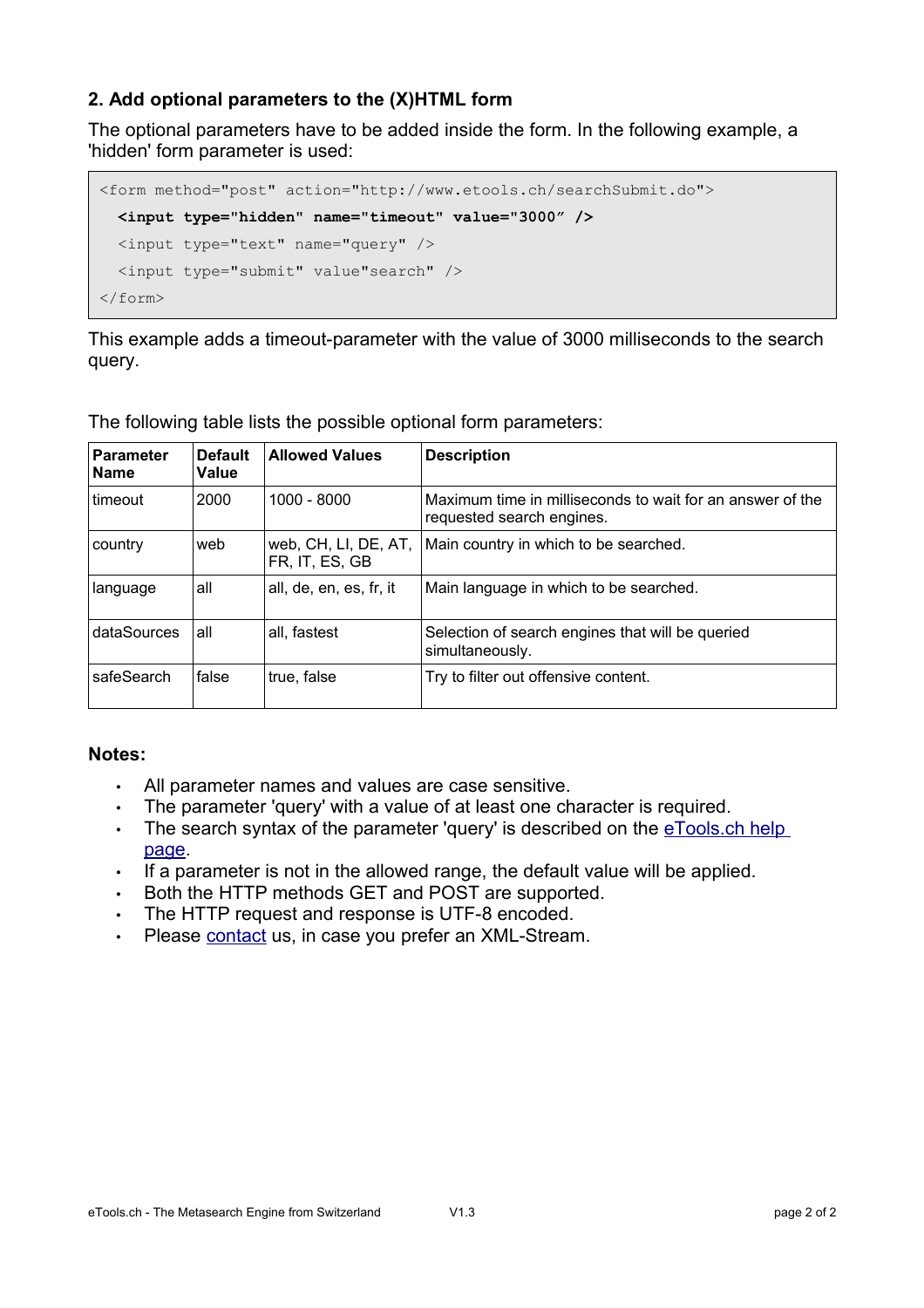## 2. Add optional parameters to the (X)HTML form

The optional parameters have to be added inside the form. In the following example, a 'hidden' form parameter is used:

```
<form method="post" action="http://www.etools.ch/searchSubmit.do">
  <input type="hidden" name="timeout" value="3000" />
  <input type="text" name="query" />
  <input type="submit" value"search" />
</form>
```

This example adds a timeout-parameter with the value of 3000 milliseconds to the search query.

The following table lists the possible optional form parameters:

| Parameter Name | Default Value | Allowed Values | Description |
|---|---|---|---|
| timeout | 2000 | 1000 - 8000 | Maximum time in milliseconds to wait for an answer of the requested search engines. |
| country | web | web, CH, LI, DE, AT, FR, IT, ES, GB | Main country in which to be searched. |
| language | all | all, de, en, es, fr, it | Main language in which to be searched. |
| dataSources | all | all, fastest | Selection of search engines that will be queried simultaneously. |
| safeSearch | false | true, false | Try to filter out offensive content. |

### Notes:

- All parameter names and values are case sensitive.
- The parameter 'query' with a value of at least one character is required.
- The search syntax of the parameter 'query' is described on the eTools.ch help page.
- If a parameter is not in the allowed range, the default value will be applied.
- Both the HTTP methods GET and POST are supported.
- The HTTP request and response is UTF-8 encoded.
- Please contact us, in case you prefer an XML-Stream.